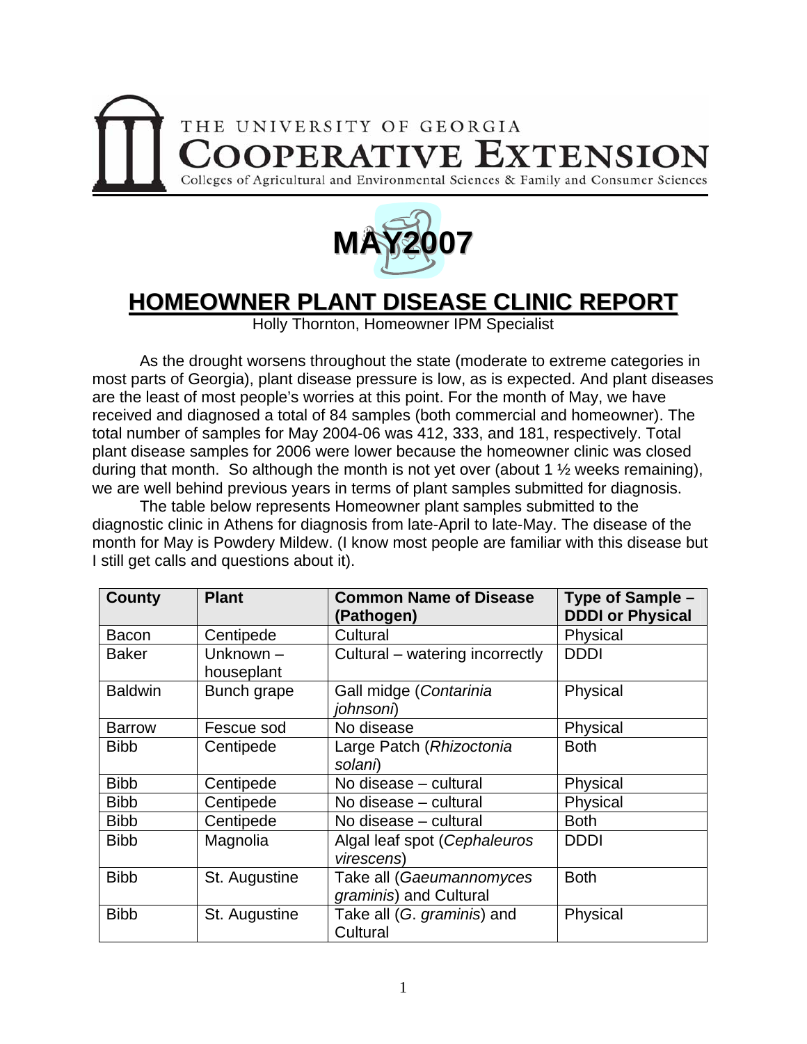THE UNIVERSITY OF GEORGIA
**COOPERATIVE EXTENSION**
Colleges of Agricultural and Environmental Sciences & Family and Consumer Sciences

# MAY2007

# HOMEOWNER PLANT DISEASE CLINIC REPORT

Holly Thornton, Homeowner IPM Specialist

As the drought worsens throughout the state (moderate to extreme categories in most parts of Georgia), plant disease pressure is low, as is expected. And plant diseases are the least of most people's worries at this point. For the month of May, we have received and diagnosed a total of 84 samples (both commercial and homeowner). The total number of samples for May 2004-06 was 412, 333, and 181, respectively. Total plant disease samples for 2006 were lower because the homeowner clinic was closed during that month. So although the month is not yet over (about 1 ½ weeks remaining), we are well behind previous years in terms of plant samples submitted for diagnosis.

The table below represents Homeowner plant samples submitted to the diagnostic clinic in Athens for diagnosis from late-April to late-May. The disease of the month for May is Powdery Mildew. (I know most people are familiar with this disease but I still get calls and questions about it).

| County | Plant | Common Name of Disease (Pathogen) | Type of Sample – DDDI or Physical |
|---|---|---|---|
| Bacon | Centipede | Cultural | Physical |
| Baker | Unknown – houseplant | Cultural – watering incorrectly | DDDI |
| Baldwin | Bunch grape | Gall midge (*Contarinia johnsoni*) | Physical |
| Barrow | Fescue sod | No disease | Physical |
| Bibb | Centipede | Large Patch (*Rhizoctonia solani*) | Both |
| Bibb | Centipede | No disease – cultural | Physical |
| Bibb | Centipede | No disease – cultural | Physical |
| Bibb | Centipede | No disease – cultural | Both |
| Bibb | Magnolia | Algal leaf spot (*Cephaleuros virescens*) | DDDI |
| Bibb | St. Augustine | Take all (*Gaeumannomyces graminis*) and Cultural | Both |
| Bibb | St. Augustine | Take all (*G. graminis*) and Cultural | Physical |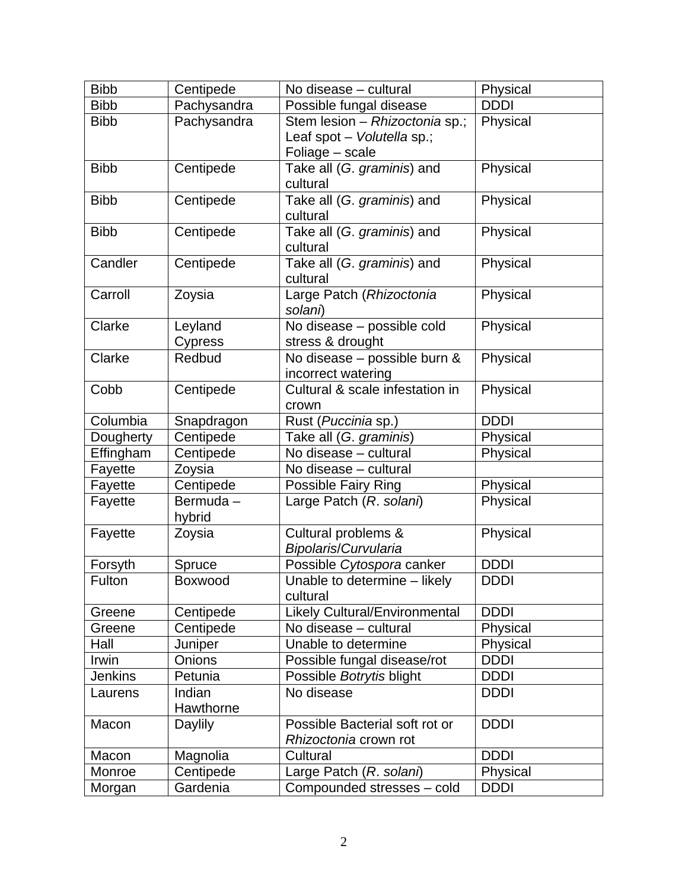| Bibb | Centipede | No disease – cultural | Physical |
|---|---|---|---|
| Bibb | Pachysandra | Possible fungal disease | DDDI |
| Bibb | Pachysandra | Stem lesion – *Rhizoctonia* sp.; Leaf spot – *Volutella* sp.; Foliage – scale | Physical |
| Bibb | Centipede | Take all (*G*. *graminis*) and cultural | Physical |
| Bibb | Centipede | Take all (*G*. *graminis*) and cultural | Physical |
| Bibb | Centipede | Take all (*G*. *graminis*) and cultural | Physical |
| Candler | Centipede | Take all (*G*. *graminis*) and cultural | Physical |
| Carroll | Zoysia | Large Patch (*Rhizoctonia solani*) | Physical |
| Clarke | Leyland Cypress | No disease – possible cold stress & drought | Physical |
| Clarke | Redbud | No disease – possible burn & incorrect watering | Physical |
| Cobb | Centipede | Cultural & scale infestation in crown | Physical |
| Columbia | Snapdragon | Rust (*Puccinia* sp.) | DDDI |
| Dougherty | Centipede | Take all (*G*. *graminis*) | Physical |
| Effingham | Centipede | No disease – cultural | Physical |
| Fayette | Zoysia | No disease – cultural | |
| Fayette | Centipede | Possible Fairy Ring | Physical |
| Fayette | Bermuda – hybrid | Large Patch (*R*. *solani*) | Physical |
| Fayette | Zoysia | Cultural problems & *Bipolaris*/*Curvularia* | Physical |
| Forsyth | Spruce | Possible *Cytospora* canker | DDDI |
| Fulton | Boxwood | Unable to determine – likely cultural | DDDI |
| Greene | Centipede | Likely Cultural/Environmental | DDDI |
| Greene | Centipede | No disease – cultural | Physical |
| Hall | Juniper | Unable to determine | Physical |
| Irwin | Onions | Possible fungal disease/rot | DDDI |
| Jenkins | Petunia | Possible *Botrytis* blight | DDDI |
| Laurens | Indian Hawthorne | No disease | DDDI |
| Macon | Daylily | Possible Bacterial soft rot or *Rhizoctonia* crown rot | DDDI |
| Macon | Magnolia | Cultural | DDDI |
| Monroe | Centipede | Large Patch (*R*. *solani*) | Physical |
| Morgan | Gardenia | Compounded stresses – cold | DDDI |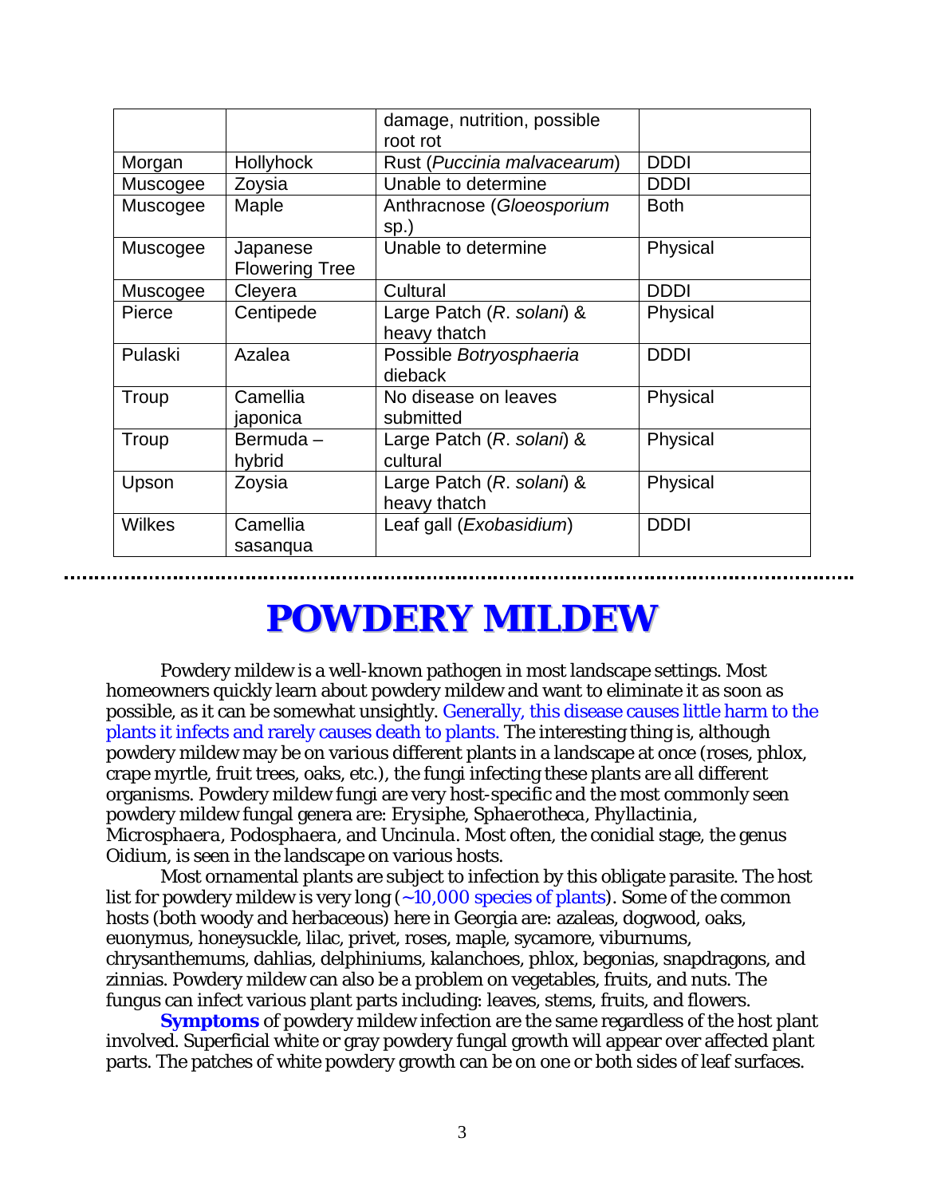| | | damage, nutrition, possible root rot | |
|---|---|---|---|
| Morgan | Hollyhock | Rust (*Puccinia malvacearum*) | DDDI |
| Muscogee | Zoysia | Unable to determine | DDDI |
| Muscogee | Maple | Anthracnose (*Gloeosporium* sp.) | Both |
| Muscogee | Japanese Flowering Tree | Unable to determine | Physical |
| Muscogee | Cleyera | Cultural | DDDI |
| Pierce | Centipede | Large Patch (*R. solani*) & heavy thatch | Physical |
| Pulaski | Azalea | Possible *Botryosphaeria* dieback | DDDI |
| Troup | Camellia japonica | No disease on leaves submitted | Physical |
| Troup | Bermuda – hybrid | Large Patch (*R. solani*) & cultural | Physical |
| Upson | Zoysia | Large Patch (*R. solani*) & heavy thatch | Physical |
| Wilkes | Camellia sasanqua | Leaf gall (*Exobasidium*) | DDDI |

# POWDERY MILDEW

Powdery mildew is a well-known pathogen in most landscape settings. Most homeowners quickly learn about powdery mildew and want to eliminate it as soon as possible, as it can be somewhat unsightly. Generally, this disease causes little harm to the plants it infects and rarely causes death to plants. The interesting thing is, although powdery mildew may be on various different plants in a landscape at once (roses, phlox, crape myrtle, fruit trees, oaks, etc.), the fungi infecting these plants are all different organisms. Powdery mildew fungi are very host-specific and the most commonly seen powdery mildew fungal genera are: *Erysiphe*, *Sphaerotheca*, *Phyllactinia*, *Microsphaera*, *Podosphaera*, and *Uncinula*. Most often, the conidial stage, the genus Oidium, is seen in the landscape on various hosts.

Most ornamental plants are subject to infection by this obligate parasite. The host list for powdery mildew is very long (~10,000 species of plants). Some of the common hosts (both woody and herbaceous) here in Georgia are: azaleas, dogwood, oaks, euonymus, honeysuckle, lilac, privet, roses, maple, sycamore, viburnums, chrysanthemums, dahlias, delphiniums, kalanchoes, phlox, begonias, snapdragons, and zinnias. Powdery mildew can also be a problem on vegetables, fruits, and nuts. The fungus can infect various plant parts including: leaves, stems, fruits, and flowers.

**Symptoms** of powdery mildew infection are the same regardless of the host plant involved. Superficial white or gray powdery fungal growth will appear over affected plant parts. The patches of white powdery growth can be on one or both sides of leaf surfaces.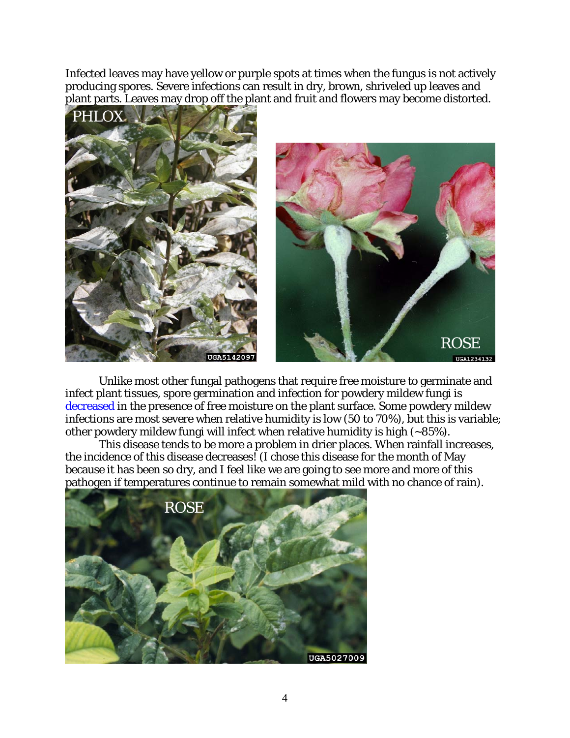Infected leaves may have yellow or purple spots at times when the fungus is not actively producing spores. Severe infections can result in dry, brown, shriveled up leaves and plant parts. Leaves may drop off the plant and fruit and flowers may become distorted.

Unlike most other fungal pathogens that require free moisture to germinate and infect plant tissues, spore germination and infection for powdery mildew fungi is decreased in the presence of free moisture on the plant surface. Some powdery mildew infections are most severe when relative humidity is low (50 to 70%), but this is variable; other powdery mildew fungi will infect when relative humidity is high (~85%).

This disease tends to be more a problem in drier places. When rainfall increases, the incidence of this disease decreases! (I chose this disease for the month of May because it has been so dry, and I feel like we are going to see more and more of this pathogen if temperatures continue to remain somewhat mild with no chance of rain).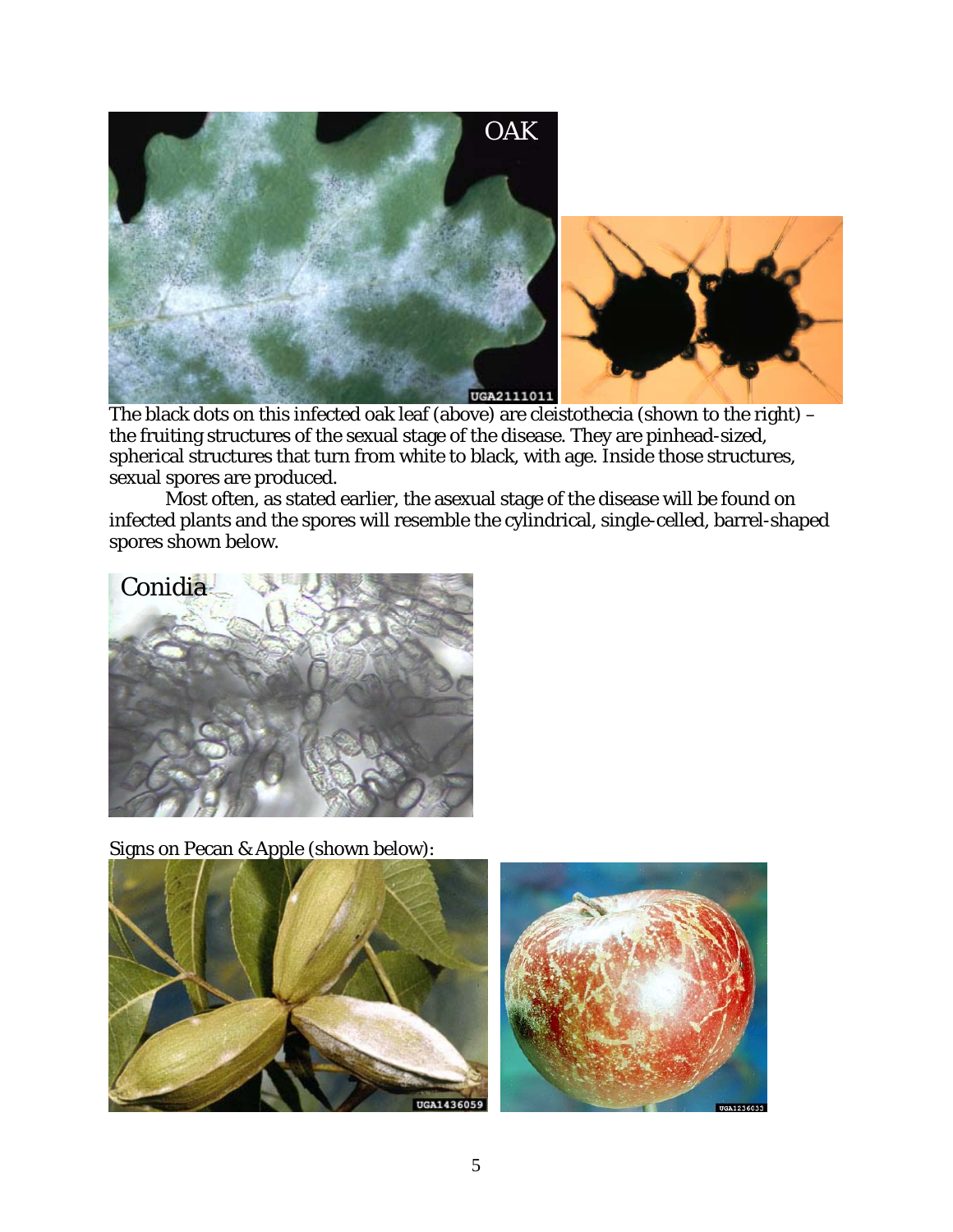The black dots on this infected oak leaf (above) are cleistothecia (shown to the right) – the fruiting structures of the sexual stage of the disease. They are pinhead-sized, spherical structures that turn from white to black, with age. Inside those structures, sexual spores are produced.

Most often, as stated earlier, the asexual stage of the disease will be found on infected plants and the spores will resemble the cylindrical, single-celled, barrel-shaped spores shown below.

Signs on Pecan & Apple (shown below):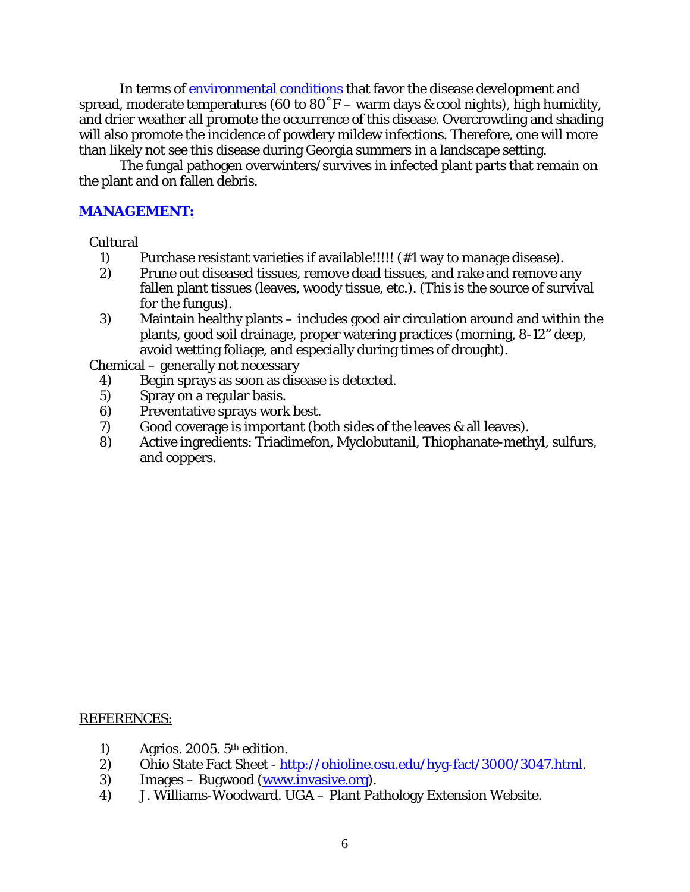In terms of environmental conditions that favor the disease development and spread, moderate temperatures (60 to 80˚F – warm days & cool nights), high humidity, and drier weather all promote the occurrence of this disease. Overcrowding and shading will also promote the incidence of powdery mildew infections. Therefore, one will more than likely not see this disease during Georgia summers in a landscape setting.

The fungal pathogen overwinters/survives in infected plant parts that remain on the plant and on fallen debris.

## MANAGEMENT:

Cultural

1) Purchase resistant varieties if available!!!!! (#1 way to manage disease).
2) Prune out diseased tissues, remove dead tissues, and rake and remove any fallen plant tissues (leaves, woody tissue, etc.). (This is the source of survival for the fungus).
3) Maintain healthy plants – includes good air circulation around and within the plants, good soil drainage, proper watering practices (morning, 8-12" deep, avoid wetting foliage, and especially during times of drought).

Chemical – generally not necessary

4) Begin sprays as soon as disease is detected.
5) Spray on a regular basis.
6) Preventative sprays work best.
7) Good coverage is important (both sides of the leaves & all leaves).
8) Active ingredients: Triadimefon, Myclobutanil, Thiophanate-methyl, sulfurs, and coppers.

REFERENCES:

1) Agrios. 2005. 5th edition.
2) Ohio State Fact Sheet - http://ohioline.osu.edu/hyg-fact/3000/3047.html.
3) Images – Bugwood (www.invasive.org).
4) J. Williams-Woodward. UGA – Plant Pathology Extension Website.